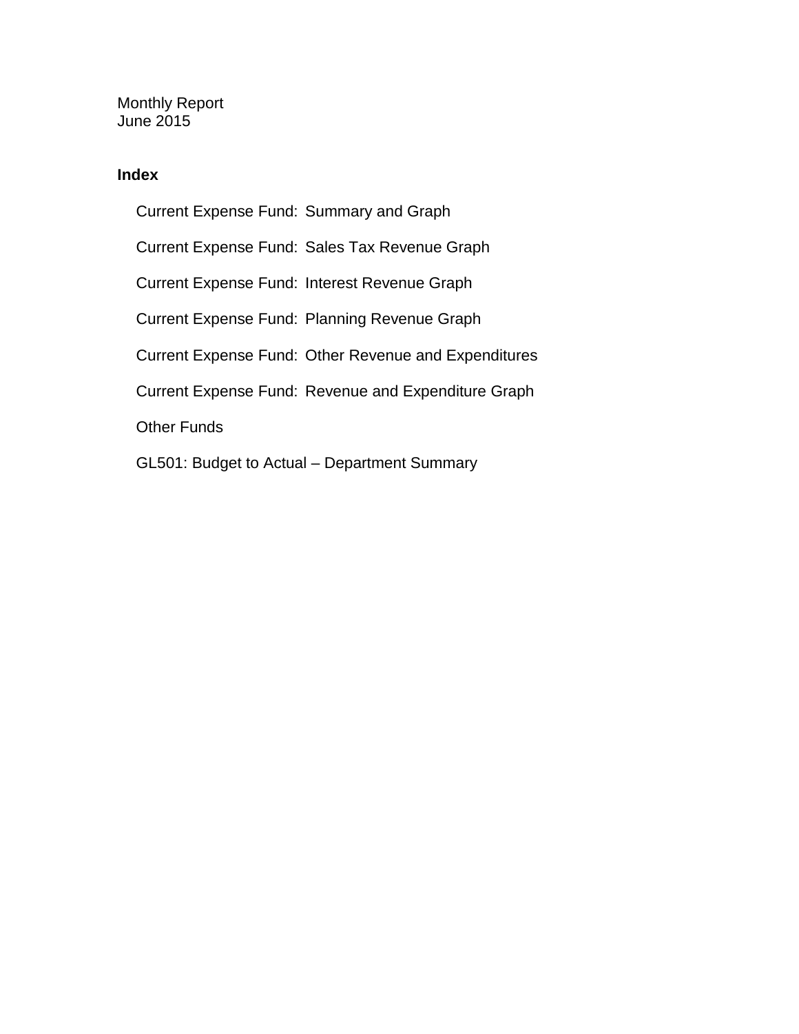Monthly Report
June 2015

**Index**

- Current Expense Fund: Summary and Graph
- Current Expense Fund: Sales Tax Revenue Graph
- Current Expense Fund: Interest Revenue Graph
- Current Expense Fund: Planning Revenue Graph
- Current Expense Fund: Other Revenue and Expenditures
- Current Expense Fund: Revenue and Expenditure Graph
- Other Funds
- GL501: Budget to Actual – Department Summary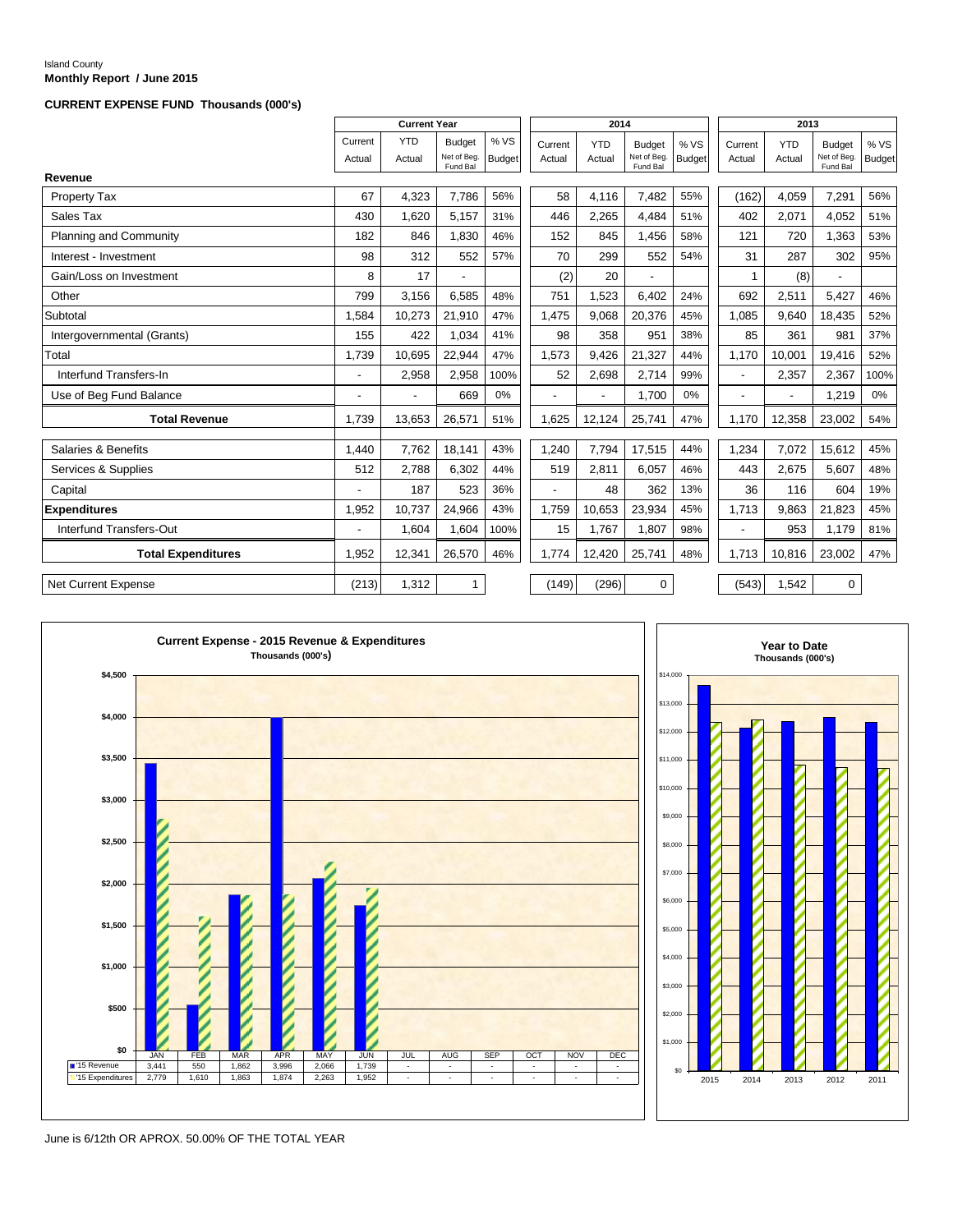Island County
**Monthly Report / June 2015**

**CURRENT EXPENSE FUND Thousands (000's)**

| | Current Year | | | | 2014 | | | | 2013 | | | |
|---|---|---|---|---|---|---|---|---|---|---|---|---|
| | Current Actual | YTD Actual | Budget Net of Beg. Fund Bal | % VS Budget | Current Actual | YTD Actual | Budget Net of Beg. Fund Bal | % VS Budget | Current Actual | YTD Actual | Budget Net of Beg. Fund Bal | % VS Budget |
| **Revenue** | | | | | | | | | | | | |
| Property Tax | 67 | 4,323 | 7,786 | 56% | 58 | 4,116 | 7,482 | 55% | (162) | 4,059 | 7,291 | 56% |
| Sales Tax | 430 | 1,620 | 5,157 | 31% | 446 | 2,265 | 4,484 | 51% | 402 | 2,071 | 4,052 | 51% |
| Planning and Community | 182 | 846 | 1,830 | 46% | 152 | 845 | 1,456 | 58% | 121 | 720 | 1,363 | 53% |
| Interest - Investment | 98 | 312 | 552 | 57% | 70 | 299 | 552 | 54% | 31 | 287 | 302 | 95% |
| Gain/Loss on Investment | 8 | 17 | - | | (2) | 20 | - | | 1 | (8) | - | |
| Other | 799 | 3,156 | 6,585 | 48% | 751 | 1,523 | 6,402 | 24% | 692 | 2,511 | 5,427 | 46% |
| Subtotal | 1,584 | 10,273 | 21,910 | 47% | 1,475 | 9,068 | 20,376 | 45% | 1,085 | 9,640 | 18,435 | 52% |
| Intergovernmental (Grants) | 155 | 422 | 1,034 | 41% | 98 | 358 | 951 | 38% | 85 | 361 | 981 | 37% |
| Total | 1,739 | 10,695 | 22,944 | 47% | 1,573 | 9,426 | 21,327 | 44% | 1,170 | 10,001 | 19,416 | 52% |
| Interfund Transfers-In | - | 2,958 | 2,958 | 100% | 52 | 2,698 | 2,714 | 99% | - | 2,357 | 2,367 | 100% |
| Use of Beg Fund Balance | - | - | 669 | 0% | - | - | 1,700 | 0% | - | - | 1,219 | 0% |
| **Total Revenue** | 1,739 | 13,653 | 26,571 | 51% | 1,625 | 12,124 | 25,741 | 47% | 1,170 | 12,358 | 23,002 | 54% |
| Salaries & Benefits | 1,440 | 7,762 | 18,141 | 43% | 1,240 | 7,794 | 17,515 | 44% | 1,234 | 7,072 | 15,612 | 45% |
| Services & Supplies | 512 | 2,788 | 6,302 | 44% | 519 | 2,811 | 6,057 | 46% | 443 | 2,675 | 5,607 | 48% |
| Capital | - | 187 | 523 | 36% | - | 48 | 362 | 13% | 36 | 116 | 604 | 19% |
| **Expenditures** | 1,952 | 10,737 | 24,966 | 43% | 1,759 | 10,653 | 23,934 | 45% | 1,713 | 9,863 | 21,823 | 45% |
| Interfund Transfers-Out | - | 1,604 | 1,604 | 100% | 15 | 1,767 | 1,807 | 98% | - | 953 | 1,179 | 81% |
| **Total Expenditures** | 1,952 | 12,341 | 26,570 | 46% | 1,774 | 12,420 | 25,741 | 48% | 1,713 | 10,816 | 23,002 | 47% |
| Net Current Expense | (213) | 1,312 | 1 | | (149) | (296) | 0 | | (543) | 1,542 | 0 | |

**Current Expense - 2015 Revenue & Expenditures**
Thousands (000's)

| | JAN | FEB | MAR | APR | MAY | JUN | JUL | AUG | SEP | OCT | NOV | DEC |
|---|---|---|---|---|---|---|---|---|---|---|---|---|
| '15 Revenue | 3,441 | 550 | 1,862 | 3,996 | 2,066 | 1,739 | - | - | - | - | - | - |
| '15 Expenditures | 2,779 | 1,610 | 1,863 | 1,874 | 2,263 | 1,952 | - | - | - | - | - | - |

**Year to Date**
Thousands (000's)

June is 6/12th OR APROX. 50.00% OF THE TOTAL YEAR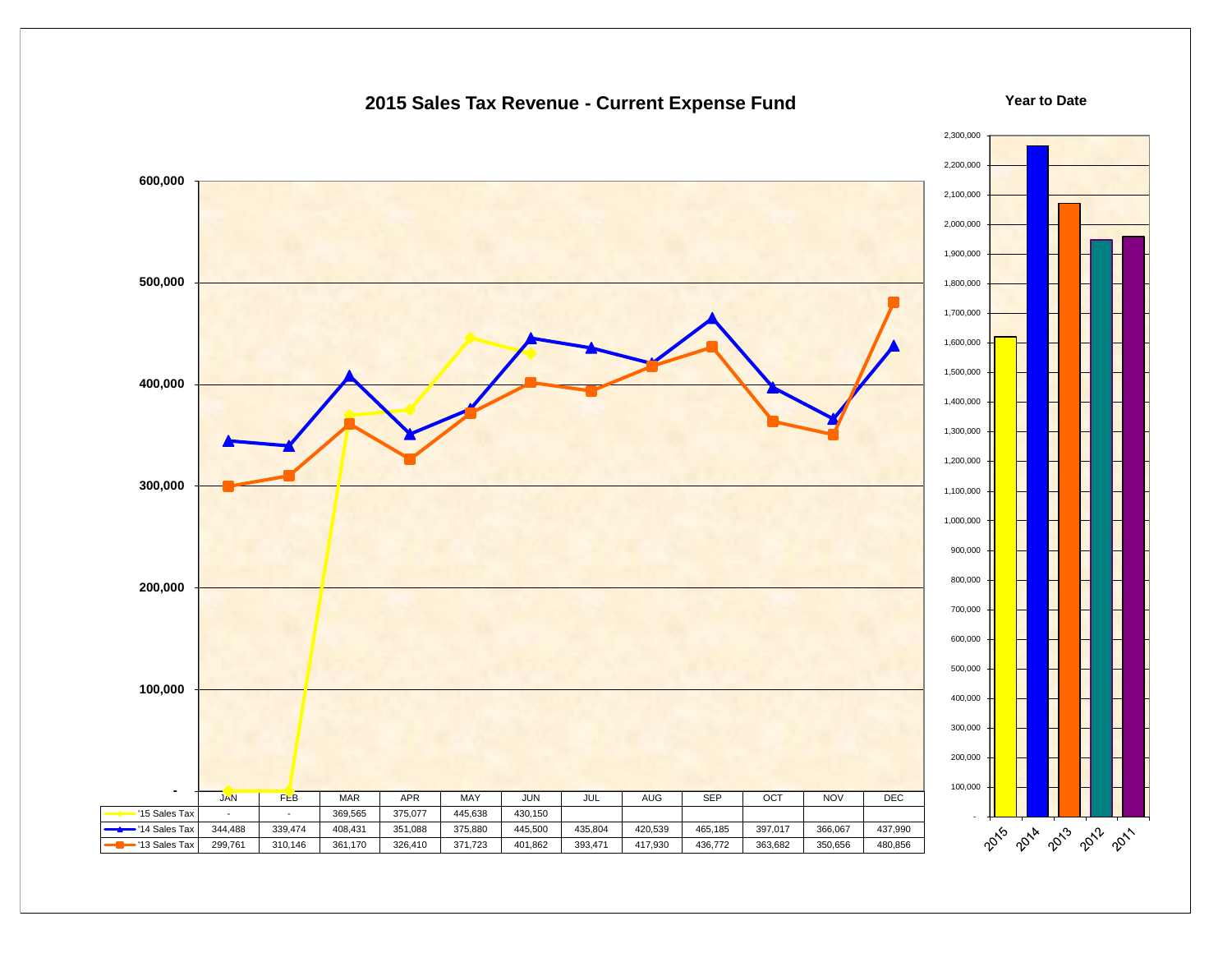# 2015 Sales Tax Revenue - Current Expense Fund

| | JAN | FEB | MAR | APR | MAY | JUN | JUL | AUG | SEP | OCT | NOV | DEC |
|---|---|---|---|---|---|---|---|---|---|---|---|---|
| '15 Sales Tax | - | - | 369,565 | 375,077 | 445,638 | 430,150 | | | | | | |
| '14 Sales Tax | 344,488 | 339,474 | 408,431 | 351,088 | 375,880 | 445,500 | 435,804 | 420,539 | 465,185 | 397,017 | 366,067 | 437,990 |
| '13 Sales Tax | 299,761 | 310,146 | 361,170 | 326,410 | 371,723 | 401,862 | 393,471 | 417,930 | 436,772 | 363,682 | 350,656 | 480,856 |

## Year to Date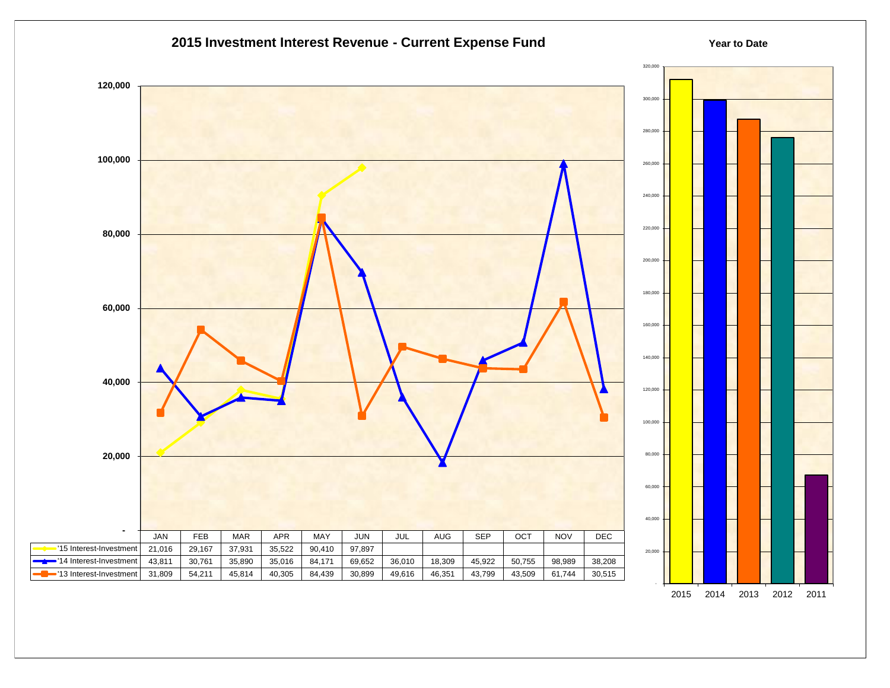# 2015 Investment Interest Revenue - Current Expense Fund

| | JAN | FEB | MAR | APR | MAY | JUN | JUL | AUG | SEP | OCT | NOV | DEC |
|---|---|---|---|---|---|---|---|---|---|---|---|---|
| '15 Interest-Investment | 21,016 | 29,167 | 37,931 | 35,522 | 90,410 | 97,897 | | | | | | |
| '14 Interest-Investment | 43,811 | 30,761 | 35,890 | 35,016 | 84,171 | 69,652 | 36,010 | 18,309 | 45,922 | 50,755 | 98,989 | 38,208 |
| '13 Interest-Investment | 31,809 | 54,211 | 45,814 | 40,305 | 84,439 | 30,899 | 49,616 | 46,351 | 43,799 | 43,509 | 61,744 | 30,515 |

**Year to Date**

2015, 2014, 2013, 2012, 2011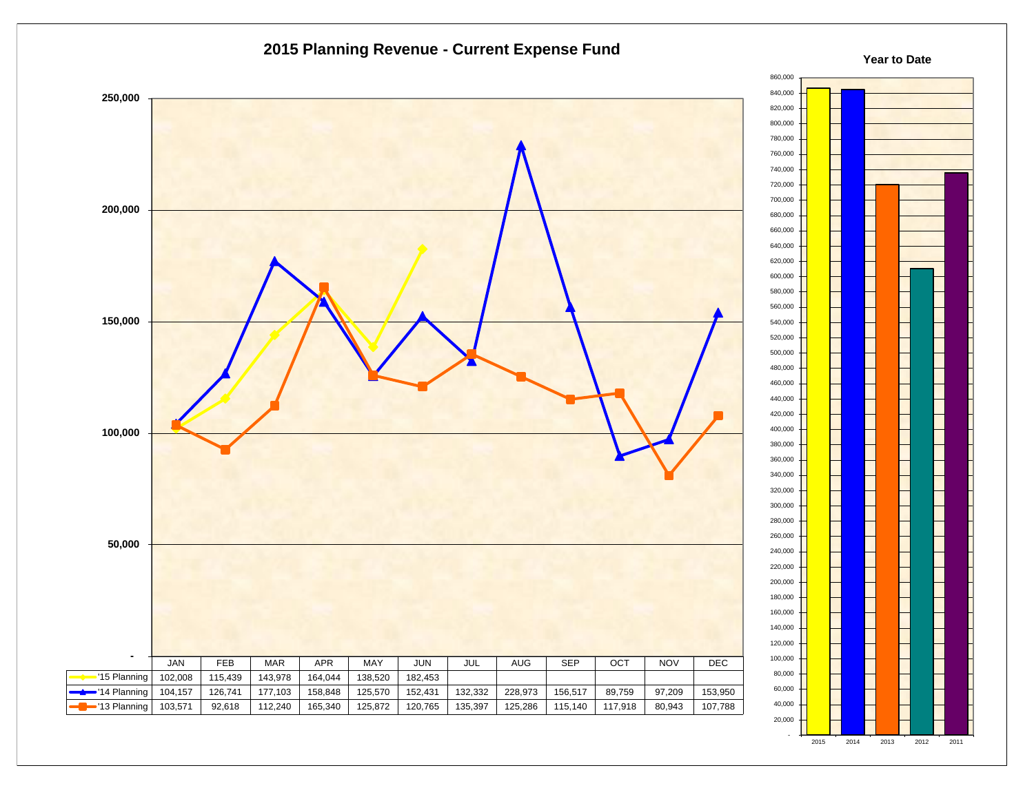# 2015 Planning Revenue - Current Expense Fund

| | JAN | FEB | MAR | APR | MAY | JUN | JUL | AUG | SEP | OCT | NOV | DEC |
|---|---|---|---|---|---|---|---|---|---|---|---|---|
| '15 Planning | 102,008 | 115,439 | 143,978 | 164,044 | 138,520 | 182,453 | | | | | | |
| '14 Planning | 104,157 | 126,741 | 177,103 | 158,848 | 125,570 | 152,431 | 132,332 | 228,973 | 156,517 | 89,759 | 97,209 | 153,950 |
| '13 Planning | 103,571 | 92,618 | 112,240 | 165,340 | 125,872 | 120,765 | 135,397 | 125,286 | 115,140 | 117,918 | 80,943 | 107,788 |

**Year to Date**

2015, 2014, 2013, 2012, 2011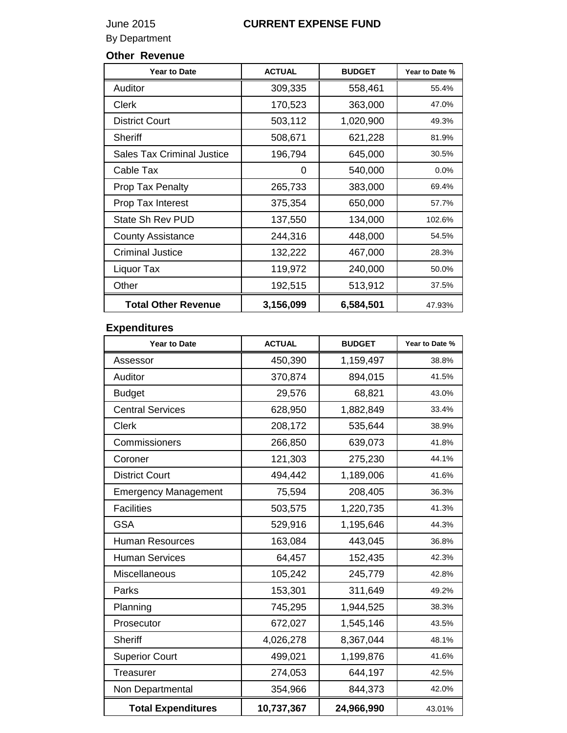June 2015

# CURRENT EXPENSE FUND

By Department

## Other Revenue

| Year to Date | ACTUAL | BUDGET | Year to Date % |
|---|---|---|---|
| Auditor | 309,335 | 558,461 | 55.4% |
| Clerk | 170,523 | 363,000 | 47.0% |
| District Court | 503,112 | 1,020,900 | 49.3% |
| Sheriff | 508,671 | 621,228 | 81.9% |
| Sales Tax Criminal Justice | 196,794 | 645,000 | 30.5% |
| Cable Tax | 0 | 540,000 | 0.0% |
| Prop Tax Penalty | 265,733 | 383,000 | 69.4% |
| Prop Tax Interest | 375,354 | 650,000 | 57.7% |
| State Sh Rev PUD | 137,550 | 134,000 | 102.6% |
| County Assistance | 244,316 | 448,000 | 54.5% |
| Criminal Justice | 132,222 | 467,000 | 28.3% |
| Liquor Tax | 119,972 | 240,000 | 50.0% |
| Other | 192,515 | 513,912 | 37.5% |
| **Total Other Revenue** | **3,156,099** | **6,584,501** | 47.93% |

## Expenditures

| Year to Date | ACTUAL | BUDGET | Year to Date % |
|---|---|---|---|
| Assessor | 450,390 | 1,159,497 | 38.8% |
| Auditor | 370,874 | 894,015 | 41.5% |
| Budget | 29,576 | 68,821 | 43.0% |
| Central Services | 628,950 | 1,882,849 | 33.4% |
| Clerk | 208,172 | 535,644 | 38.9% |
| Commissioners | 266,850 | 639,073 | 41.8% |
| Coroner | 121,303 | 275,230 | 44.1% |
| District Court | 494,442 | 1,189,006 | 41.6% |
| Emergency Management | 75,594 | 208,405 | 36.3% |
| Facilities | 503,575 | 1,220,735 | 41.3% |
| GSA | 529,916 | 1,195,646 | 44.3% |
| Human Resources | 163,084 | 443,045 | 36.8% |
| Human Services | 64,457 | 152,435 | 42.3% |
| Miscellaneous | 105,242 | 245,779 | 42.8% |
| Parks | 153,301 | 311,649 | 49.2% |
| Planning | 745,295 | 1,944,525 | 38.3% |
| Prosecutor | 672,027 | 1,545,146 | 43.5% |
| Sheriff | 4,026,278 | 8,367,044 | 48.1% |
| Superior Court | 499,021 | 1,199,876 | 41.6% |
| Treasurer | 274,053 | 644,197 | 42.5% |
| Non Departmental | 354,966 | 844,373 | 42.0% |
| **Total Expenditures** | **10,737,367** | **24,966,990** | 43.01% |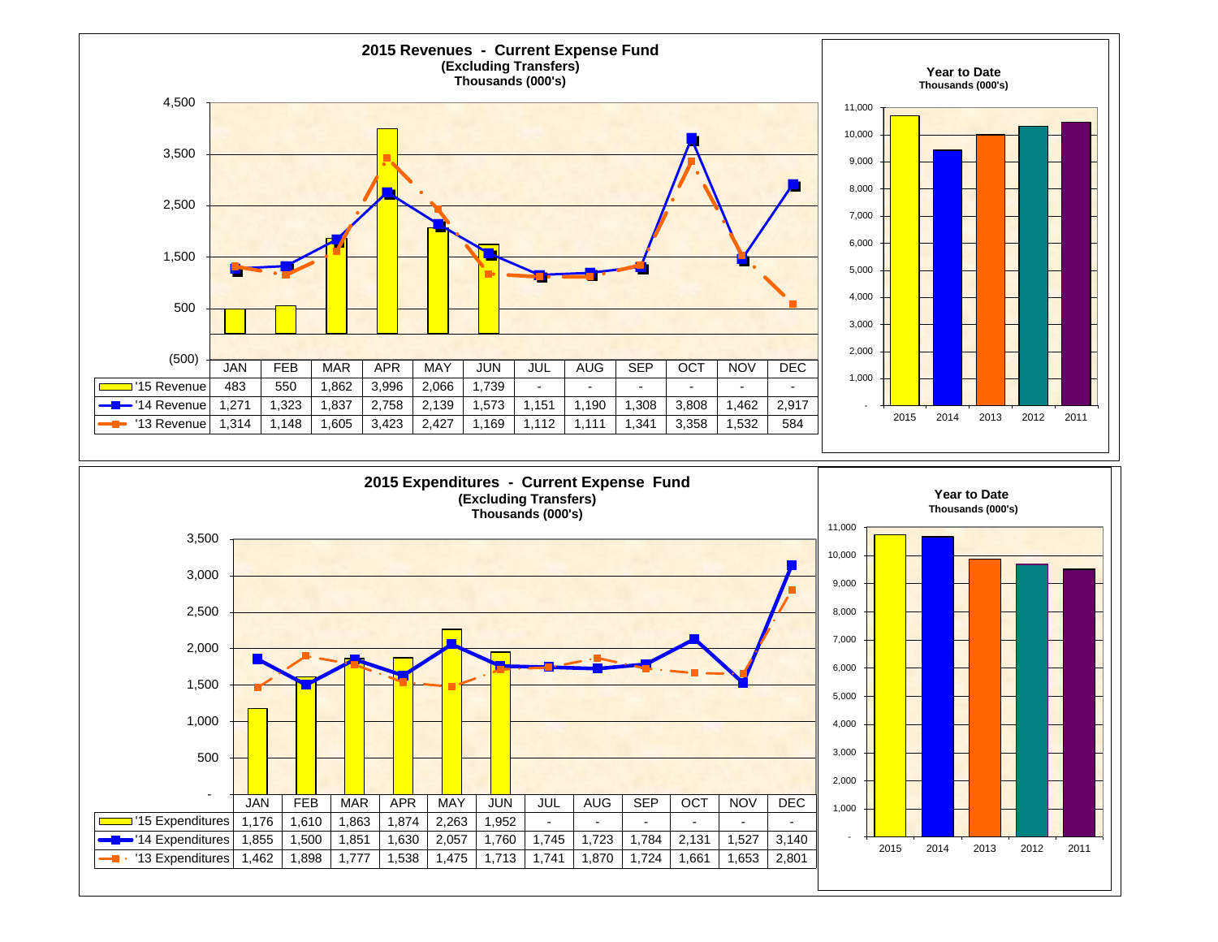## 2015 Revenues - Current Expense Fund
**(Excluding Transfers)**
**Thousands (000's)**

| | JAN | FEB | MAR | APR | MAY | JUN | JUL | AUG | SEP | OCT | NOV | DEC |
|---|---|---|---|---|---|---|---|---|---|---|---|---|
| '15 Revenue | 483 | 550 | 1,862 | 3,996 | 2,066 | 1,739 | - | - | - | - | - | - |
| '14 Revenue | 1,271 | 1,323 | 1,837 | 2,758 | 2,139 | 1,573 | 1,151 | 1,190 | 1,308 | 3,808 | 1,462 | 2,917 |
| '13 Revenue | 1,314 | 1,148 | 1,605 | 3,423 | 2,427 | 1,169 | 1,112 | 1,111 | 1,341 | 3,358 | 1,532 | 584 |

**Year to Date**
**Thousands (000's)**

Years shown: 2015, 2014, 2013, 2012, 2011

## 2015 Expenditures - Current Expense Fund
**(Excluding Transfers)**
**Thousands (000's)**

| | JAN | FEB | MAR | APR | MAY | JUN | JUL | AUG | SEP | OCT | NOV | DEC |
|---|---|---|---|---|---|---|---|---|---|---|---|---|
| '15 Expenditures | 1,176 | 1,610 | 1,863 | 1,874 | 2,263 | 1,952 | - | - | - | - | - | - |
| '14 Expenditures | 1,855 | 1,500 | 1,851 | 1,630 | 2,057 | 1,760 | 1,745 | 1,723 | 1,784 | 2,131 | 1,527 | 3,140 |
| '13 Expenditures | 1,462 | 1,898 | 1,777 | 1,538 | 1,475 | 1,713 | 1,741 | 1,870 | 1,724 | 1,661 | 1,653 | 2,801 |

**Year to Date**
**Thousands (000's)**

Years shown: 2015, 2014, 2013, 2012, 2011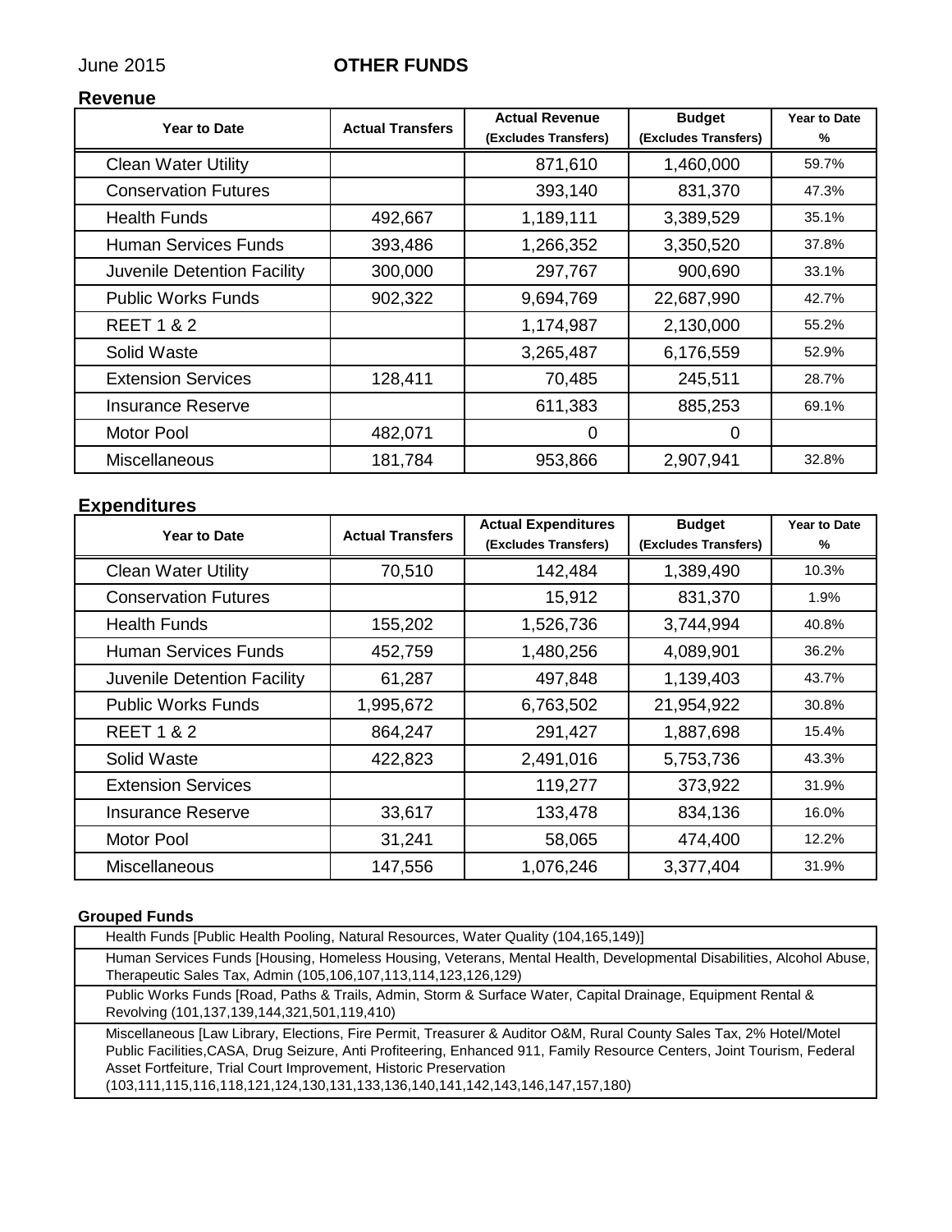June 2015 **OTHER FUNDS**

## Revenue

| Year to Date | Actual Transfers | Actual Revenue (Excludes Transfers) | Budget (Excludes Transfers) | Year to Date % |
|---|---|---|---|---|
| Clean Water Utility | | 871,610 | 1,460,000 | 59.7% |
| Conservation Futures | | 393,140 | 831,370 | 47.3% |
| Health Funds | 492,667 | 1,189,111 | 3,389,529 | 35.1% |
| Human Services Funds | 393,486 | 1,266,352 | 3,350,520 | 37.8% |
| Juvenile Detention Facility | 300,000 | 297,767 | 900,690 | 33.1% |
| Public Works Funds | 902,322 | 9,694,769 | 22,687,990 | 42.7% |
| REET 1 & 2 | | 1,174,987 | 2,130,000 | 55.2% |
| Solid Waste | | 3,265,487 | 6,176,559 | 52.9% |
| Extension Services | 128,411 | 70,485 | 245,511 | 28.7% |
| Insurance Reserve | | 611,383 | 885,253 | 69.1% |
| Motor Pool | 482,071 | 0 | 0 | |
| Miscellaneous | 181,784 | 953,866 | 2,907,941 | 32.8% |

## Expenditures

| Year to Date | Actual Transfers | Actual Expenditures (Excludes Transfers) | Budget (Excludes Transfers) | Year to Date % |
|---|---|---|---|---|
| Clean Water Utility | 70,510 | 142,484 | 1,389,490 | 10.3% |
| Conservation Futures | | 15,912 | 831,370 | 1.9% |
| Health Funds | 155,202 | 1,526,736 | 3,744,994 | 40.8% |
| Human Services Funds | 452,759 | 1,480,256 | 4,089,901 | 36.2% |
| Juvenile Detention Facility | 61,287 | 497,848 | 1,139,403 | 43.7% |
| Public Works Funds | 1,995,672 | 6,763,502 | 21,954,922 | 30.8% |
| REET 1 & 2 | 864,247 | 291,427 | 1,887,698 | 15.4% |
| Solid Waste | 422,823 | 2,491,016 | 5,753,736 | 43.3% |
| Extension Services | | 119,277 | 373,922 | 31.9% |
| Insurance Reserve | 33,617 | 133,478 | 834,136 | 16.0% |
| Motor Pool | 31,241 | 58,065 | 474,400 | 12.2% |
| Miscellaneous | 147,556 | 1,076,246 | 3,377,404 | 31.9% |

**Grouped Funds**

| |
|---|
| Health Funds [Public Health Pooling, Natural Resources, Water Quality (104,165,149)] |
| Human Services Funds [Housing, Homeless Housing, Veterans, Mental Health, Developmental Disabilities, Alcohol Abuse, Therapeutic Sales Tax, Admin (105,106,107,113,114,123,126,129) |
| Public Works Funds [Road, Paths & Trails, Admin, Storm & Surface Water, Capital Drainage, Equipment Rental & Revolving (101,137,139,144,321,501,119,410) |
| Miscellaneous [Law Library, Elections, Fire Permit, Treasurer & Auditor O&M, Rural County Sales Tax, 2% Hotel/Motel Public Facilities,CASA, Drug Seizure, Anti Profiteering, Enhanced 911, Family Resource Centers, Joint Tourism, Federal Asset Fortfeiture, Trial Court Improvement, Historic Preservation (103,111,115,116,118,121,124,130,131,133,136,140,141,142,143,146,147,157,180) |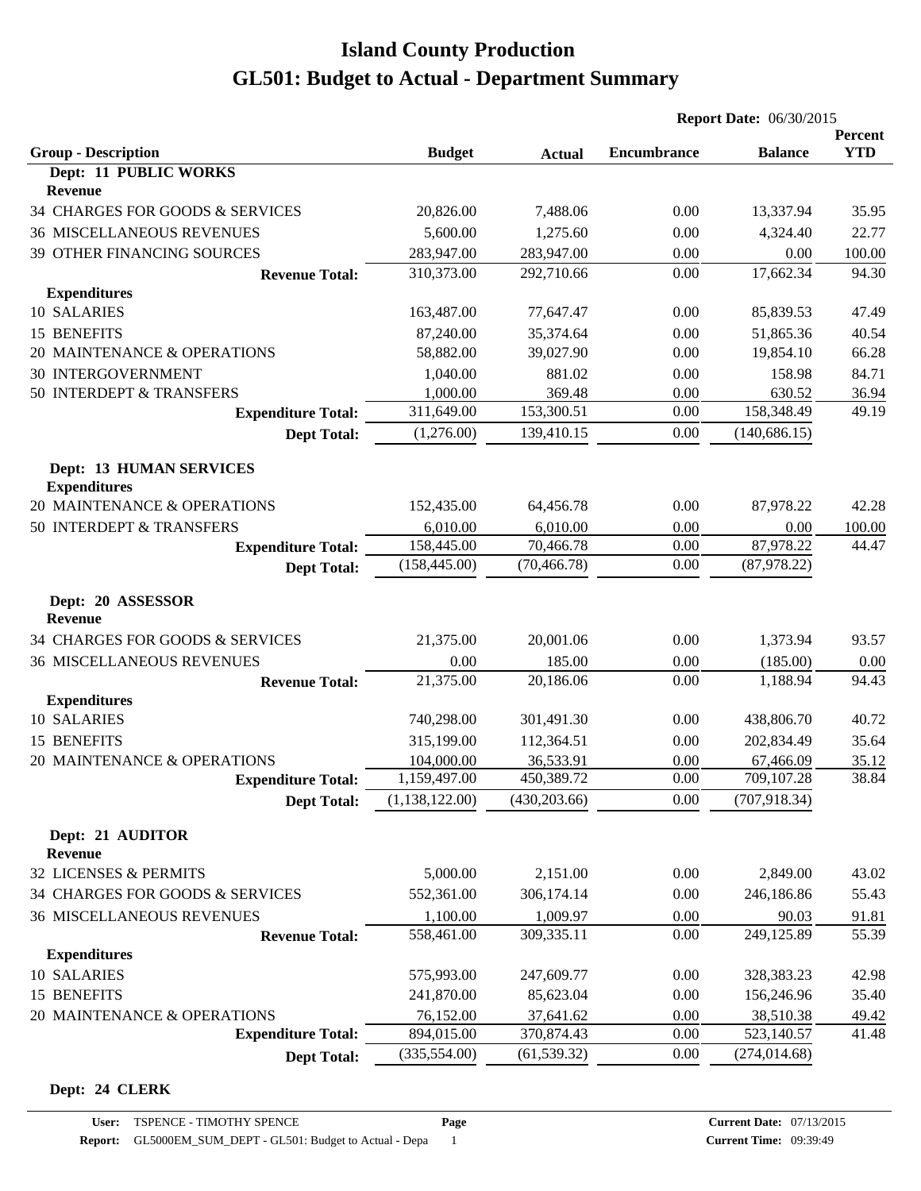# Island County Production
# GL501: Budget to Actual - Department Summary

**Report Date:** 06/30/2015

| Group - Description | Budget | Actual | Encumbrance | Balance | Percent YTD |
|---|---|---|---|---|---|
| **Dept: 11 PUBLIC WORKS** | | | | | |
| **Revenue** | | | | | |
| 34 CHARGES FOR GOODS & SERVICES | 20,826.00 | 7,488.06 | 0.00 | 13,337.94 | 35.95 |
| 36 MISCELLANEOUS REVENUES | 5,600.00 | 1,275.60 | 0.00 | 4,324.40 | 22.77 |
| 39 OTHER FINANCING SOURCES | 283,947.00 | 283,947.00 | 0.00 | 0.00 | 100.00 |
| **Revenue Total:** | 310,373.00 | 292,710.66 | 0.00 | 17,662.34 | 94.30 |
| **Expenditures** | | | | | |
| 10 SALARIES | 163,487.00 | 77,647.47 | 0.00 | 85,839.53 | 47.49 |
| 15 BENEFITS | 87,240.00 | 35,374.64 | 0.00 | 51,865.36 | 40.54 |
| 20 MAINTENANCE & OPERATIONS | 58,882.00 | 39,027.90 | 0.00 | 19,854.10 | 66.28 |
| 30 INTERGOVERNMENT | 1,040.00 | 881.02 | 0.00 | 158.98 | 84.71 |
| 50 INTERDEPT & TRANSFERS | 1,000.00 | 369.48 | 0.00 | 630.52 | 36.94 |
| **Expenditure Total:** | 311,649.00 | 153,300.51 | 0.00 | 158,348.49 | 49.19 |
| **Dept Total:** | (1,276.00) | 139,410.15 | 0.00 | (140,686.15) | |
| **Dept: 13 HUMAN SERVICES** | | | | | |
| **Expenditures** | | | | | |
| 20 MAINTENANCE & OPERATIONS | 152,435.00 | 64,456.78 | 0.00 | 87,978.22 | 42.28 |
| 50 INTERDEPT & TRANSFERS | 6,010.00 | 6,010.00 | 0.00 | 0.00 | 100.00 |
| **Expenditure Total:** | 158,445.00 | 70,466.78 | 0.00 | 87,978.22 | 44.47 |
| **Dept Total:** | (158,445.00) | (70,466.78) | 0.00 | (87,978.22) | |
| **Dept: 20 ASSESSOR** | | | | | |
| **Revenue** | | | | | |
| 34 CHARGES FOR GOODS & SERVICES | 21,375.00 | 20,001.06 | 0.00 | 1,373.94 | 93.57 |
| 36 MISCELLANEOUS REVENUES | 0.00 | 185.00 | 0.00 | (185.00) | 0.00 |
| **Revenue Total:** | 21,375.00 | 20,186.06 | 0.00 | 1,188.94 | 94.43 |
| **Expenditures** | | | | | |
| 10 SALARIES | 740,298.00 | 301,491.30 | 0.00 | 438,806.70 | 40.72 |
| 15 BENEFITS | 315,199.00 | 112,364.51 | 0.00 | 202,834.49 | 35.64 |
| 20 MAINTENANCE & OPERATIONS | 104,000.00 | 36,533.91 | 0.00 | 67,466.09 | 35.12 |
| **Expenditure Total:** | 1,159,497.00 | 450,389.72 | 0.00 | 709,107.28 | 38.84 |
| **Dept Total:** | (1,138,122.00) | (430,203.66) | 0.00 | (707,918.34) | |
| **Dept: 21 AUDITOR** | | | | | |
| **Revenue** | | | | | |
| 32 LICENSES & PERMITS | 5,000.00 | 2,151.00 | 0.00 | 2,849.00 | 43.02 |
| 34 CHARGES FOR GOODS & SERVICES | 552,361.00 | 306,174.14 | 0.00 | 246,186.86 | 55.43 |
| 36 MISCELLANEOUS REVENUES | 1,100.00 | 1,009.97 | 0.00 | 90.03 | 91.81 |
| **Revenue Total:** | 558,461.00 | 309,335.11 | 0.00 | 249,125.89 | 55.39 |
| **Expenditures** | | | | | |
| 10 SALARIES | 575,993.00 | 247,609.77 | 0.00 | 328,383.23 | 42.98 |
| 15 BENEFITS | 241,870.00 | 85,623.04 | 0.00 | 156,246.96 | 35.40 |
| 20 MAINTENANCE & OPERATIONS | 76,152.00 | 37,641.62 | 0.00 | 38,510.38 | 49.42 |
| **Expenditure Total:** | 894,015.00 | 370,874.43 | 0.00 | 523,140.57 | 41.48 |
| **Dept Total:** | (335,554.00) | (61,539.32) | 0.00 | (274,014.68) | |
| **Dept: 24 CLERK** | | | | | |

User: TSPENCE - TIMOTHY SPENCE | Current Date: 07/13/2015
Report: GL5000EM_SUM_DEPT - GL501: Budget to Actual - Depa | Current Time: 09:39:49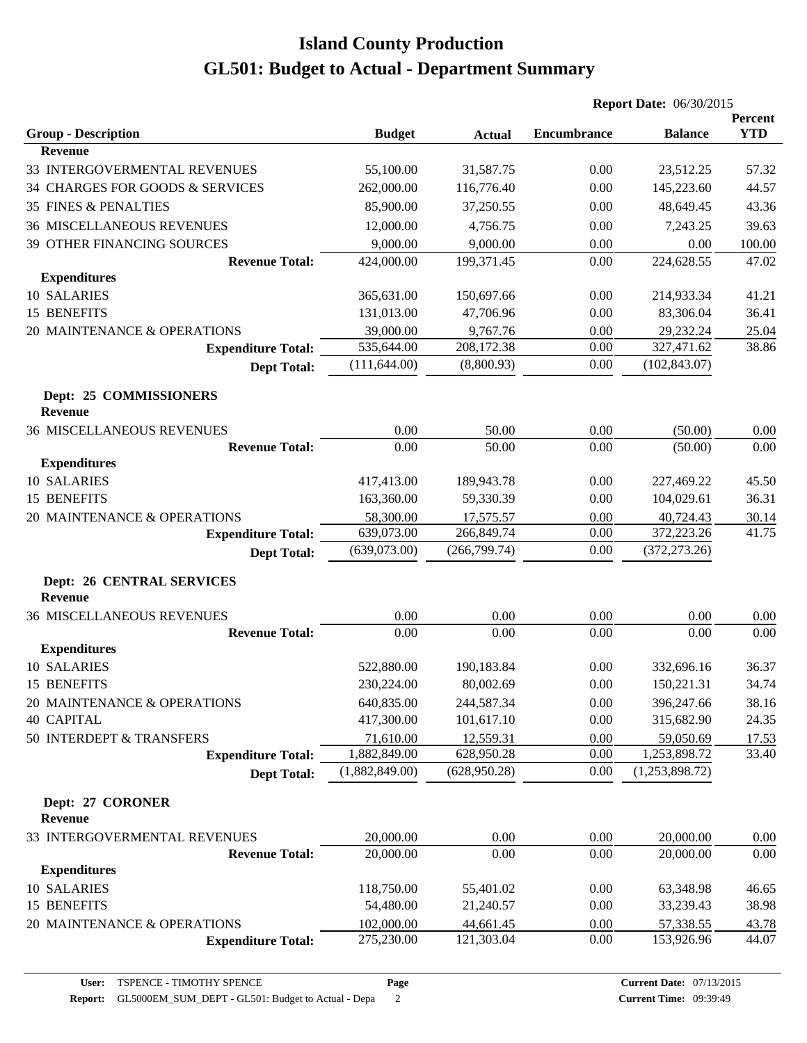# Island County Production
# GL501: Budget to Actual - Department Summary

**Report Date:** 06/30/2015

| Group - Description | Budget | Actual | Encumbrance | Balance | Percent YTD |
|---|---|---|---|---|---|
| **Revenue** | | | | | |
| 33 INTERGOVERMENTAL REVENUES | 55,100.00 | 31,587.75 | 0.00 | 23,512.25 | 57.32 |
| 34 CHARGES FOR GOODS & SERVICES | 262,000.00 | 116,776.40 | 0.00 | 145,223.60 | 44.57 |
| 35 FINES & PENALTIES | 85,900.00 | 37,250.55 | 0.00 | 48,649.45 | 43.36 |
| 36 MISCELLANEOUS REVENUES | 12,000.00 | 4,756.75 | 0.00 | 7,243.25 | 39.63 |
| 39 OTHER FINANCING SOURCES | 9,000.00 | 9,000.00 | 0.00 | 0.00 | 100.00 |
| **Revenue Total:** | 424,000.00 | 199,371.45 | 0.00 | 224,628.55 | 47.02 |
| **Expenditures** | | | | | |
| 10 SALARIES | 365,631.00 | 150,697.66 | 0.00 | 214,933.34 | 41.21 |
| 15 BENEFITS | 131,013.00 | 47,706.96 | 0.00 | 83,306.04 | 36.41 |
| 20 MAINTENANCE & OPERATIONS | 39,000.00 | 9,767.76 | 0.00 | 29,232.24 | 25.04 |
| **Expenditure Total:** | 535,644.00 | 208,172.38 | 0.00 | 327,471.62 | 38.86 |
| **Dept Total:** | (111,644.00) | (8,800.93) | 0.00 | (102,843.07) | |

**Dept: 25 COMMISSIONERS**

| Group - Description | Budget | Actual | Encumbrance | Balance | Percent YTD |
|---|---|---|---|---|---|
| **Revenue** | | | | | |
| 36 MISCELLANEOUS REVENUES | 0.00 | 50.00 | 0.00 | (50.00) | 0.00 |
| **Revenue Total:** | 0.00 | 50.00 | 0.00 | (50.00) | 0.00 |
| **Expenditures** | | | | | |
| 10 SALARIES | 417,413.00 | 189,943.78 | 0.00 | 227,469.22 | 45.50 |
| 15 BENEFITS | 163,360.00 | 59,330.39 | 0.00 | 104,029.61 | 36.31 |
| 20 MAINTENANCE & OPERATIONS | 58,300.00 | 17,575.57 | 0.00 | 40,724.43 | 30.14 |
| **Expenditure Total:** | 639,073.00 | 266,849.74 | 0.00 | 372,223.26 | 41.75 |
| **Dept Total:** | (639,073.00) | (266,799.74) | 0.00 | (372,273.26) | |

**Dept: 26 CENTRAL SERVICES**

| Group - Description | Budget | Actual | Encumbrance | Balance | Percent YTD |
|---|---|---|---|---|---|
| **Revenue** | | | | | |
| 36 MISCELLANEOUS REVENUES | 0.00 | 0.00 | 0.00 | 0.00 | 0.00 |
| **Revenue Total:** | 0.00 | 0.00 | 0.00 | 0.00 | 0.00 |
| **Expenditures** | | | | | |
| 10 SALARIES | 522,880.00 | 190,183.84 | 0.00 | 332,696.16 | 36.37 |
| 15 BENEFITS | 230,224.00 | 80,002.69 | 0.00 | 150,221.31 | 34.74 |
| 20 MAINTENANCE & OPERATIONS | 640,835.00 | 244,587.34 | 0.00 | 396,247.66 | 38.16 |
| 40 CAPITAL | 417,300.00 | 101,617.10 | 0.00 | 315,682.90 | 24.35 |
| 50 INTERDEPT & TRANSFERS | 71,610.00 | 12,559.31 | 0.00 | 59,050.69 | 17.53 |
| **Expenditure Total:** | 1,882,849.00 | 628,950.28 | 0.00 | 1,253,898.72 | 33.40 |
| **Dept Total:** | (1,882,849.00) | (628,950.28) | 0.00 | (1,253,898.72) | |

**Dept: 27 CORONER**

| Group - Description | Budget | Actual | Encumbrance | Balance | Percent YTD |
|---|---|---|---|---|---|
| **Revenue** | | | | | |
| 33 INTERGOVERMENTAL REVENUES | 20,000.00 | 0.00 | 0.00 | 20,000.00 | 0.00 |
| **Revenue Total:** | 20,000.00 | 0.00 | 0.00 | 20,000.00 | 0.00 |
| **Expenditures** | | | | | |
| 10 SALARIES | 118,750.00 | 55,401.02 | 0.00 | 63,348.98 | 46.65 |
| 15 BENEFITS | 54,480.00 | 21,240.57 | 0.00 | 33,239.43 | 38.98 |
| 20 MAINTENANCE & OPERATIONS | 102,000.00 | 44,661.45 | 0.00 | 57,338.55 | 43.78 |
| **Expenditure Total:** | 275,230.00 | 121,303.04 | 0.00 | 153,926.96 | 44.07 |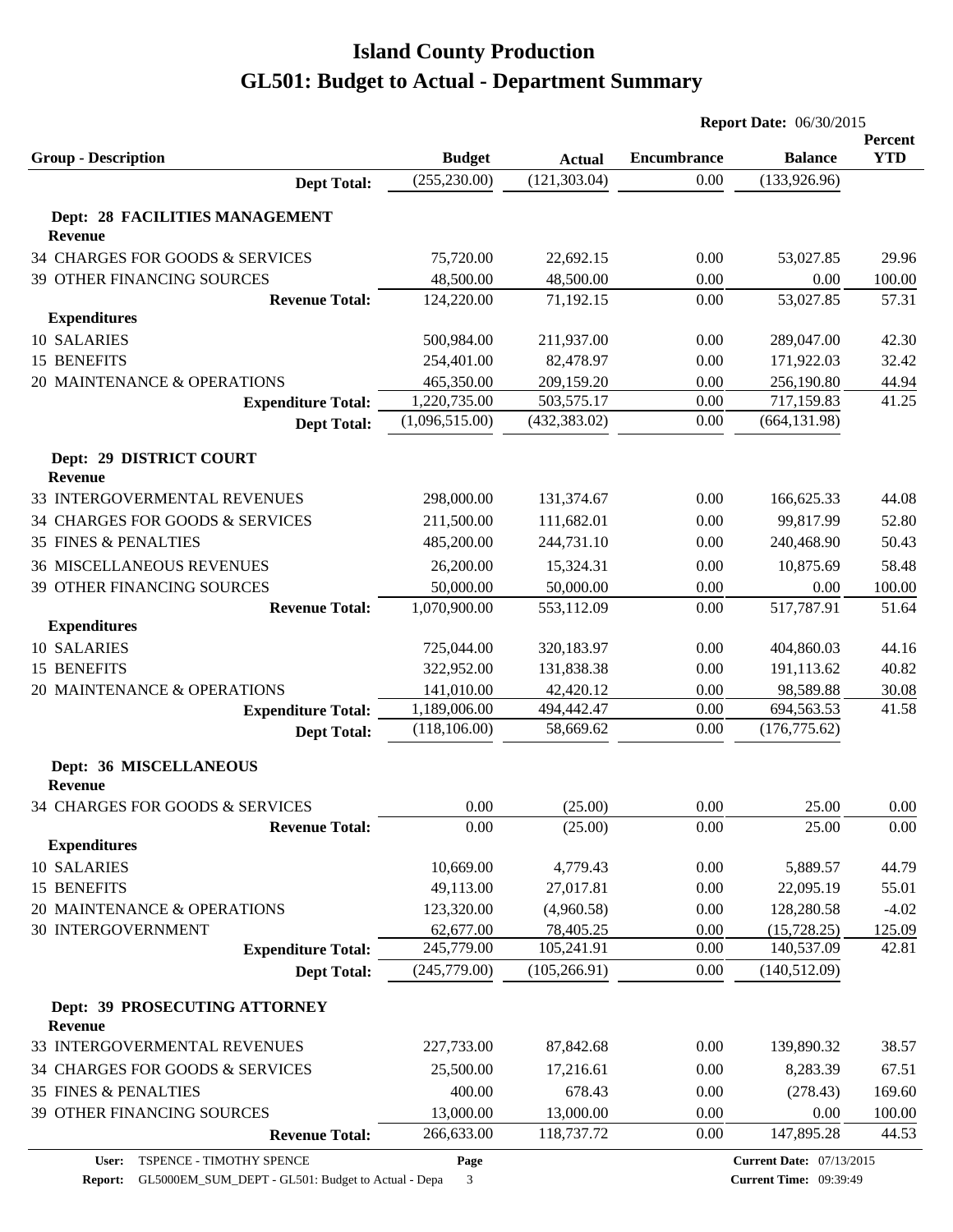# Island County Production
## GL501: Budget to Actual - Department Summary

**Report Date:** 06/30/2015

| Group - Description | Budget | Actual | Encumbrance | Balance | Percent YTD |
|---|---|---|---|---|---|
| **Dept Total:** | (255,230.00) | (121,303.04) | 0.00 | (133,926.96) | |
| **Dept: 28 FACILITIES MANAGEMENT** | | | | | |
| **Revenue** | | | | | |
| 34 CHARGES FOR GOODS & SERVICES | 75,720.00 | 22,692.15 | 0.00 | 53,027.85 | 29.96 |
| 39 OTHER FINANCING SOURCES | 48,500.00 | 48,500.00 | 0.00 | 0.00 | 100.00 |
| **Revenue Total:** | 124,220.00 | 71,192.15 | 0.00 | 53,027.85 | 57.31 |
| **Expenditures** | | | | | |
| 10 SALARIES | 500,984.00 | 211,937.00 | 0.00 | 289,047.00 | 42.30 |
| 15 BENEFITS | 254,401.00 | 82,478.97 | 0.00 | 171,922.03 | 32.42 |
| 20 MAINTENANCE & OPERATIONS | 465,350.00 | 209,159.20 | 0.00 | 256,190.80 | 44.94 |
| **Expenditure Total:** | 1,220,735.00 | 503,575.17 | 0.00 | 717,159.83 | 41.25 |
| **Dept Total:** | (1,096,515.00) | (432,383.02) | 0.00 | (664,131.98) | |
| **Dept: 29 DISTRICT COURT** | | | | | |
| **Revenue** | | | | | |
| 33 INTERGOVERMENTAL REVENUES | 298,000.00 | 131,374.67 | 0.00 | 166,625.33 | 44.08 |
| 34 CHARGES FOR GOODS & SERVICES | 211,500.00 | 111,682.01 | 0.00 | 99,817.99 | 52.80 |
| 35 FINES & PENALTIES | 485,200.00 | 244,731.10 | 0.00 | 240,468.90 | 50.43 |
| 36 MISCELLANEOUS REVENUES | 26,200.00 | 15,324.31 | 0.00 | 10,875.69 | 58.48 |
| 39 OTHER FINANCING SOURCES | 50,000.00 | 50,000.00 | 0.00 | 0.00 | 100.00 |
| **Revenue Total:** | 1,070,900.00 | 553,112.09 | 0.00 | 517,787.91 | 51.64 |
| **Expenditures** | | | | | |
| 10 SALARIES | 725,044.00 | 320,183.97 | 0.00 | 404,860.03 | 44.16 |
| 15 BENEFITS | 322,952.00 | 131,838.38 | 0.00 | 191,113.62 | 40.82 |
| 20 MAINTENANCE & OPERATIONS | 141,010.00 | 42,420.12 | 0.00 | 98,589.88 | 30.08 |
| **Expenditure Total:** | 1,189,006.00 | 494,442.47 | 0.00 | 694,563.53 | 41.58 |
| **Dept Total:** | (118,106.00) | 58,669.62 | 0.00 | (176,775.62) | |
| **Dept: 36 MISCELLANEOUS** | | | | | |
| **Revenue** | | | | | |
| 34 CHARGES FOR GOODS & SERVICES | 0.00 | (25.00) | 0.00 | 25.00 | 0.00 |
| **Revenue Total:** | 0.00 | (25.00) | 0.00 | 25.00 | 0.00 |
| **Expenditures** | | | | | |
| 10 SALARIES | 10,669.00 | 4,779.43 | 0.00 | 5,889.57 | 44.79 |
| 15 BENEFITS | 49,113.00 | 27,017.81 | 0.00 | 22,095.19 | 55.01 |
| 20 MAINTENANCE & OPERATIONS | 123,320.00 | (4,960.58) | 0.00 | 128,280.58 | -4.02 |
| 30 INTERGOVERNMENT | 62,677.00 | 78,405.25 | 0.00 | (15,728.25) | 125.09 |
| **Expenditure Total:** | 245,779.00 | 105,241.91 | 0.00 | 140,537.09 | 42.81 |
| **Dept Total:** | (245,779.00) | (105,266.91) | 0.00 | (140,512.09) | |
| **Dept: 39 PROSECUTING ATTORNEY** | | | | | |
| **Revenue** | | | | | |
| 33 INTERGOVERMENTAL REVENUES | 227,733.00 | 87,842.68 | 0.00 | 139,890.32 | 38.57 |
| 34 CHARGES FOR GOODS & SERVICES | 25,500.00 | 17,216.61 | 0.00 | 8,283.39 | 67.51 |
| 35 FINES & PENALTIES | 400.00 | 678.43 | 0.00 | (278.43) | 169.60 |
| 39 OTHER FINANCING SOURCES | 13,000.00 | 13,000.00 | 0.00 | 0.00 | 100.00 |
| **Revenue Total:** | 266,633.00 | 118,737.72 | 0.00 | 147,895.28 | 44.53 |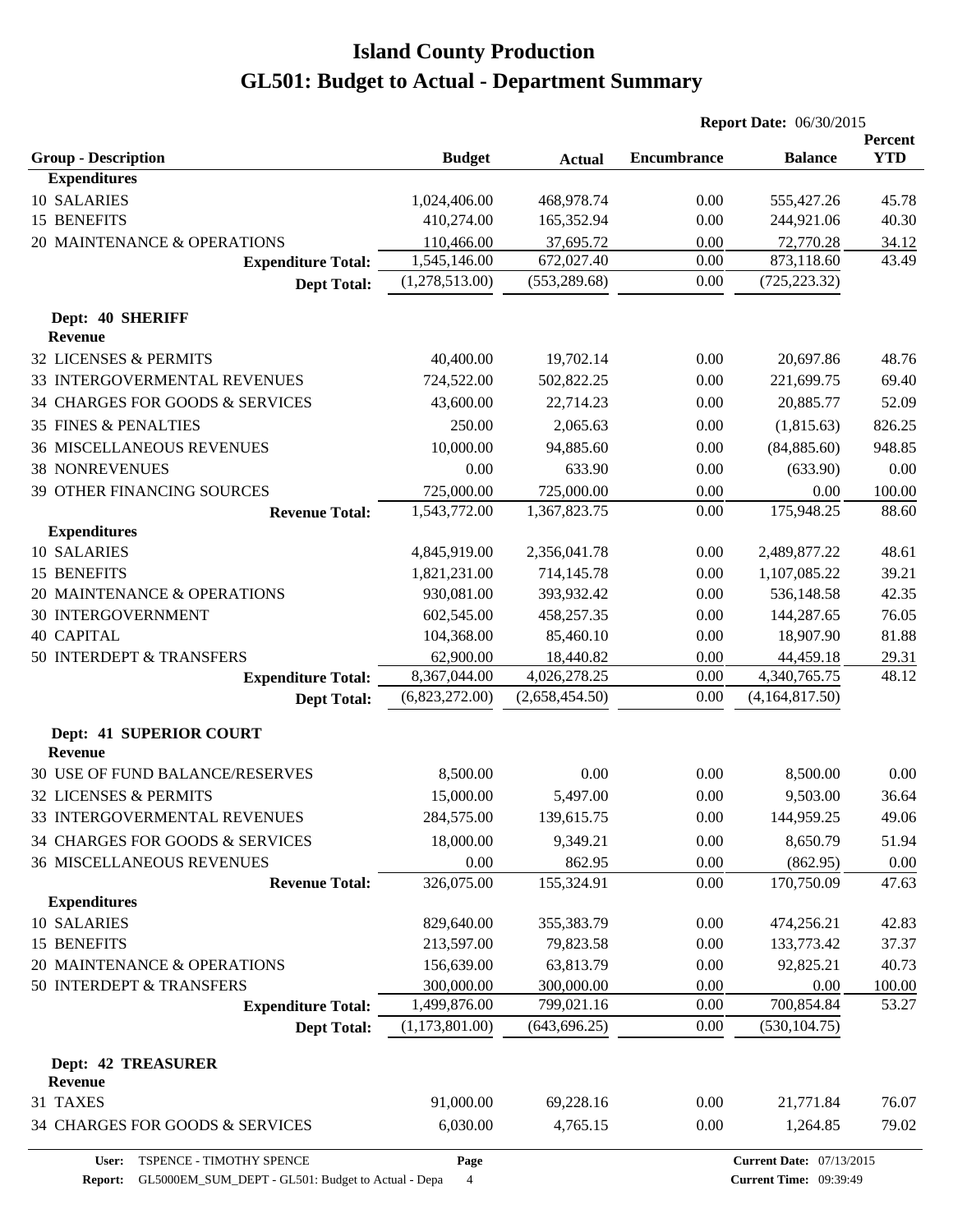# Island County Production
# GL501: Budget to Actual - Department Summary

**Report Date:** 06/30/2015

| Group - Description | Budget | Actual | Encumbrance | Balance | Percent YTD |
|---|---|---|---|---|---|
| **Expenditures** | | | | | |
| 10 SALARIES | 1,024,406.00 | 468,978.74 | 0.00 | 555,427.26 | 45.78 |
| 15 BENEFITS | 410,274.00 | 165,352.94 | 0.00 | 244,921.06 | 40.30 |
| 20 MAINTENANCE & OPERATIONS | 110,466.00 | 37,695.72 | 0.00 | 72,770.28 | 34.12 |
| **Expenditure Total:** | 1,545,146.00 | 672,027.40 | 0.00 | 873,118.60 | 43.49 |
| **Dept Total:** | (1,278,513.00) | (553,289.68) | 0.00 | (725,223.32) | |
| **Dept: 40 SHERIFF** | | | | | |
| **Revenue** | | | | | |
| 32 LICENSES & PERMITS | 40,400.00 | 19,702.14 | 0.00 | 20,697.86 | 48.76 |
| 33 INTERGOVERMENTAL REVENUES | 724,522.00 | 502,822.25 | 0.00 | 221,699.75 | 69.40 |
| 34 CHARGES FOR GOODS & SERVICES | 43,600.00 | 22,714.23 | 0.00 | 20,885.77 | 52.09 |
| 35 FINES & PENALTIES | 250.00 | 2,065.63 | 0.00 | (1,815.63) | 826.25 |
| 36 MISCELLANEOUS REVENUES | 10,000.00 | 94,885.60 | 0.00 | (84,885.60) | 948.85 |
| 38 NONREVENUES | 0.00 | 633.90 | 0.00 | (633.90) | 0.00 |
| 39 OTHER FINANCING SOURCES | 725,000.00 | 725,000.00 | 0.00 | 0.00 | 100.00 |
| **Revenue Total:** | 1,543,772.00 | 1,367,823.75 | 0.00 | 175,948.25 | 88.60 |
| **Expenditures** | | | | | |
| 10 SALARIES | 4,845,919.00 | 2,356,041.78 | 0.00 | 2,489,877.22 | 48.61 |
| 15 BENEFITS | 1,821,231.00 | 714,145.78 | 0.00 | 1,107,085.22 | 39.21 |
| 20 MAINTENANCE & OPERATIONS | 930,081.00 | 393,932.42 | 0.00 | 536,148.58 | 42.35 |
| 30 INTERGOVERNMENT | 602,545.00 | 458,257.35 | 0.00 | 144,287.65 | 76.05 |
| 40 CAPITAL | 104,368.00 | 85,460.10 | 0.00 | 18,907.90 | 81.88 |
| 50 INTERDEPT & TRANSFERS | 62,900.00 | 18,440.82 | 0.00 | 44,459.18 | 29.31 |
| **Expenditure Total:** | 8,367,044.00 | 4,026,278.25 | 0.00 | 4,340,765.75 | 48.12 |
| **Dept Total:** | (6,823,272.00) | (2,658,454.50) | 0.00 | (4,164,817.50) | |
| **Dept: 41 SUPERIOR COURT** | | | | | |
| **Revenue** | | | | | |
| 30 USE OF FUND BALANCE/RESERVES | 8,500.00 | 0.00 | 0.00 | 8,500.00 | 0.00 |
| 32 LICENSES & PERMITS | 15,000.00 | 5,497.00 | 0.00 | 9,503.00 | 36.64 |
| 33 INTERGOVERMENTAL REVENUES | 284,575.00 | 139,615.75 | 0.00 | 144,959.25 | 49.06 |
| 34 CHARGES FOR GOODS & SERVICES | 18,000.00 | 9,349.21 | 0.00 | 8,650.79 | 51.94 |
| 36 MISCELLANEOUS REVENUES | 0.00 | 862.95 | 0.00 | (862.95) | 0.00 |
| **Revenue Total:** | 326,075.00 | 155,324.91 | 0.00 | 170,750.09 | 47.63 |
| **Expenditures** | | | | | |
| 10 SALARIES | 829,640.00 | 355,383.79 | 0.00 | 474,256.21 | 42.83 |
| 15 BENEFITS | 213,597.00 | 79,823.58 | 0.00 | 133,773.42 | 37.37 |
| 20 MAINTENANCE & OPERATIONS | 156,639.00 | 63,813.79 | 0.00 | 92,825.21 | 40.73 |
| 50 INTERDEPT & TRANSFERS | 300,000.00 | 300,000.00 | 0.00 | 0.00 | 100.00 |
| **Expenditure Total:** | 1,499,876.00 | 799,021.16 | 0.00 | 700,854.84 | 53.27 |
| **Dept Total:** | (1,173,801.00) | (643,696.25) | 0.00 | (530,104.75) | |
| **Dept: 42 TREASURER** | | | | | |
| **Revenue** | | | | | |
| 31 TAXES | 91,000.00 | 69,228.16 | 0.00 | 21,771.84 | 76.07 |
| 34 CHARGES FOR GOODS & SERVICES | 6,030.00 | 4,765.15 | 0.00 | 1,264.85 | 79.02 |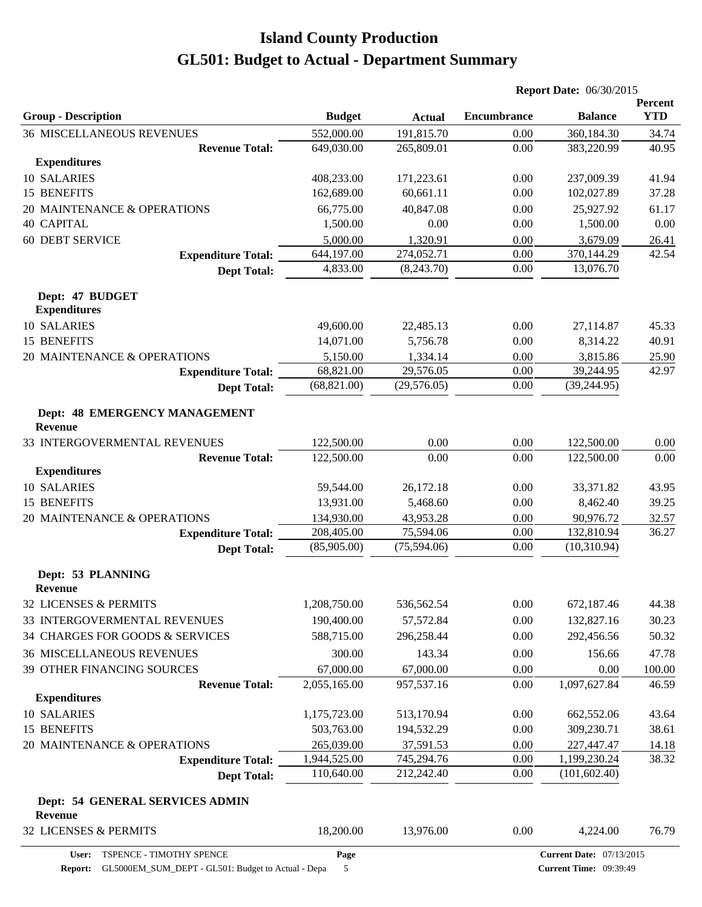# Island County Production

# GL501: Budget to Actual - Department Summary

**Report Date:** 06/30/2015

| Group - Description | Budget | Actual | Encumbrance | Balance | Percent YTD |
|---|---|---|---|---|---|
| 36 MISCELLANEOUS REVENUES | 552,000.00 | 191,815.70 | 0.00 | 360,184.30 | 34.74 |
| **Revenue Total:** | 649,030.00 | 265,809.01 | 0.00 | 383,220.99 | 40.95 |
| **Expenditures** | | | | | |
| 10 SALARIES | 408,233.00 | 171,223.61 | 0.00 | 237,009.39 | 41.94 |
| 15 BENEFITS | 162,689.00 | 60,661.11 | 0.00 | 102,027.89 | 37.28 |
| 20 MAINTENANCE & OPERATIONS | 66,775.00 | 40,847.08 | 0.00 | 25,927.92 | 61.17 |
| 40 CAPITAL | 1,500.00 | 0.00 | 0.00 | 1,500.00 | 0.00 |
| 60 DEBT SERVICE | 5,000.00 | 1,320.91 | 0.00 | 3,679.09 | 26.41 |
| **Expenditure Total:** | 644,197.00 | 274,052.71 | 0.00 | 370,144.29 | 42.54 |
| **Dept Total:** | 4,833.00 | (8,243.70) | 0.00 | 13,076.70 | |
| **Dept: 47 BUDGET** | | | | | |
| **Expenditures** | | | | | |
| 10 SALARIES | 49,600.00 | 22,485.13 | 0.00 | 27,114.87 | 45.33 |
| 15 BENEFITS | 14,071.00 | 5,756.78 | 0.00 | 8,314.22 | 40.91 |
| 20 MAINTENANCE & OPERATIONS | 5,150.00 | 1,334.14 | 0.00 | 3,815.86 | 25.90 |
| **Expenditure Total:** | 68,821.00 | 29,576.05 | 0.00 | 39,244.95 | 42.97 |
| **Dept Total:** | (68,821.00) | (29,576.05) | 0.00 | (39,244.95) | |
| **Dept: 48 EMERGENCY MANAGEMENT** | | | | | |
| **Revenue** | | | | | |
| 33 INTERGOVERMENTAL REVENUES | 122,500.00 | 0.00 | 0.00 | 122,500.00 | 0.00 |
| **Revenue Total:** | 122,500.00 | 0.00 | 0.00 | 122,500.00 | 0.00 |
| **Expenditures** | | | | | |
| 10 SALARIES | 59,544.00 | 26,172.18 | 0.00 | 33,371.82 | 43.95 |
| 15 BENEFITS | 13,931.00 | 5,468.60 | 0.00 | 8,462.40 | 39.25 |
| 20 MAINTENANCE & OPERATIONS | 134,930.00 | 43,953.28 | 0.00 | 90,976.72 | 32.57 |
| **Expenditure Total:** | 208,405.00 | 75,594.06 | 0.00 | 132,810.94 | 36.27 |
| **Dept Total:** | (85,905.00) | (75,594.06) | 0.00 | (10,310.94) | |
| **Dept: 53 PLANNING** | | | | | |
| **Revenue** | | | | | |
| 32 LICENSES & PERMITS | 1,208,750.00 | 536,562.54 | 0.00 | 672,187.46 | 44.38 |
| 33 INTERGOVERMENTAL REVENUES | 190,400.00 | 57,572.84 | 0.00 | 132,827.16 | 30.23 |
| 34 CHARGES FOR GOODS & SERVICES | 588,715.00 | 296,258.44 | 0.00 | 292,456.56 | 50.32 |
| 36 MISCELLANEOUS REVENUES | 300.00 | 143.34 | 0.00 | 156.66 | 47.78 |
| 39 OTHER FINANCING SOURCES | 67,000.00 | 67,000.00 | 0.00 | 0.00 | 100.00 |
| **Revenue Total:** | 2,055,165.00 | 957,537.16 | 0.00 | 1,097,627.84 | 46.59 |
| **Expenditures** | | | | | |
| 10 SALARIES | 1,175,723.00 | 513,170.94 | 0.00 | 662,552.06 | 43.64 |
| 15 BENEFITS | 503,763.00 | 194,532.29 | 0.00 | 309,230.71 | 38.61 |
| 20 MAINTENANCE & OPERATIONS | 265,039.00 | 37,591.53 | 0.00 | 227,447.47 | 14.18 |
| **Expenditure Total:** | 1,944,525.00 | 745,294.76 | 0.00 | 1,199,230.24 | 38.32 |
| **Dept Total:** | 110,640.00 | 212,242.40 | 0.00 | (101,602.40) | |
| **Dept: 54 GENERAL SERVICES ADMIN** | | | | | |
| **Revenue** | | | | | |
| 32 LICENSES & PERMITS | 18,200.00 | 13,976.00 | 0.00 | 4,224.00 | 76.79 |

User: TSPENCE - TIMOTHY SPENCE
Report: GL5000EM_SUM_DEPT - GL501: Budget to Actual - Depa
Current Date: 07/13/2015
Current Time: 09:39:49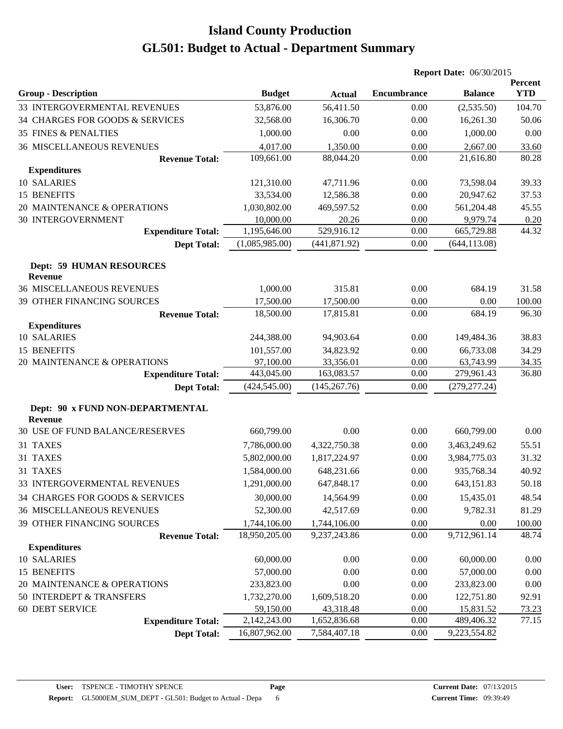# Island County Production
# GL501: Budget to Actual - Department Summary

**Report Date:** 06/30/2015

| Group - Description | Budget | Actual | Encumbrance | Balance | Percent YTD |
|---|---|---|---|---|---|
| 33 INTERGOVERMENTAL REVENUES | 53,876.00 | 56,411.50 | 0.00 | (2,535.50) | 104.70 |
| 34 CHARGES FOR GOODS & SERVICES | 32,568.00 | 16,306.70 | 0.00 | 16,261.30 | 50.06 |
| 35 FINES & PENALTIES | 1,000.00 | 0.00 | 0.00 | 1,000.00 | 0.00 |
| 36 MISCELLANEOUS REVENUES | 4,017.00 | 1,350.00 | 0.00 | 2,667.00 | 33.60 |
| **Revenue Total:** | 109,661.00 | 88,044.20 | 0.00 | 21,616.80 | 80.28 |
| **Expenditures** | | | | | |
| 10 SALARIES | 121,310.00 | 47,711.96 | 0.00 | 73,598.04 | 39.33 |
| 15 BENEFITS | 33,534.00 | 12,586.38 | 0.00 | 20,947.62 | 37.53 |
| 20 MAINTENANCE & OPERATIONS | 1,030,802.00 | 469,597.52 | 0.00 | 561,204.48 | 45.55 |
| 30 INTERGOVERNMENT | 10,000.00 | 20.26 | 0.00 | 9,979.74 | 0.20 |
| **Expenditure Total:** | 1,195,646.00 | 529,916.12 | 0.00 | 665,729.88 | 44.32 |
| **Dept Total:** | (1,085,985.00) | (441,871.92) | 0.00 | (644,113.08) | |
| **Dept: 59 HUMAN RESOURCES** | | | | | |
| **Revenue** | | | | | |
| 36 MISCELLANEOUS REVENUES | 1,000.00 | 315.81 | 0.00 | 684.19 | 31.58 |
| 39 OTHER FINANCING SOURCES | 17,500.00 | 17,500.00 | 0.00 | 0.00 | 100.00 |
| **Revenue Total:** | 18,500.00 | 17,815.81 | 0.00 | 684.19 | 96.30 |
| **Expenditures** | | | | | |
| 10 SALARIES | 244,388.00 | 94,903.64 | 0.00 | 149,484.36 | 38.83 |
| 15 BENEFITS | 101,557.00 | 34,823.92 | 0.00 | 66,733.08 | 34.29 |
| 20 MAINTENANCE & OPERATIONS | 97,100.00 | 33,356.01 | 0.00 | 63,743.99 | 34.35 |
| **Expenditure Total:** | 443,045.00 | 163,083.57 | 0.00 | 279,961.43 | 36.80 |
| **Dept Total:** | (424,545.00) | (145,267.76) | 0.00 | (279,277.24) | |
| **Dept: 90 x FUND NON-DEPARTMENTAL** | | | | | |
| **Revenue** | | | | | |
| 30 USE OF FUND BALANCE/RESERVES | 660,799.00 | 0.00 | 0.00 | 660,799.00 | 0.00 |
| 31 TAXES | 7,786,000.00 | 4,322,750.38 | 0.00 | 3,463,249.62 | 55.51 |
| 31 TAXES | 5,802,000.00 | 1,817,224.97 | 0.00 | 3,984,775.03 | 31.32 |
| 31 TAXES | 1,584,000.00 | 648,231.66 | 0.00 | 935,768.34 | 40.92 |
| 33 INTERGOVERMENTAL REVENUES | 1,291,000.00 | 647,848.17 | 0.00 | 643,151.83 | 50.18 |
| 34 CHARGES FOR GOODS & SERVICES | 30,000.00 | 14,564.99 | 0.00 | 15,435.01 | 48.54 |
| 36 MISCELLANEOUS REVENUES | 52,300.00 | 42,517.69 | 0.00 | 9,782.31 | 81.29 |
| 39 OTHER FINANCING SOURCES | 1,744,106.00 | 1,744,106.00 | 0.00 | 0.00 | 100.00 |
| **Revenue Total:** | 18,950,205.00 | 9,237,243.86 | 0.00 | 9,712,961.14 | 48.74 |
| **Expenditures** | | | | | |
| 10 SALARIES | 60,000.00 | 0.00 | 0.00 | 60,000.00 | 0.00 |
| 15 BENEFITS | 57,000.00 | 0.00 | 0.00 | 57,000.00 | 0.00 |
| 20 MAINTENANCE & OPERATIONS | 233,823.00 | 0.00 | 0.00 | 233,823.00 | 0.00 |
| 50 INTERDEPT & TRANSFERS | 1,732,270.00 | 1,609,518.20 | 0.00 | 122,751.80 | 92.91 |
| 60 DEBT SERVICE | 59,150.00 | 43,318.48 | 0.00 | 15,831.52 | 73.23 |
| **Expenditure Total:** | 2,142,243.00 | 1,652,836.68 | 0.00 | 489,406.32 | 77.15 |
| **Dept Total:** | 16,807,962.00 | 7,584,407.18 | 0.00 | 9,223,554.82 | |

**User:** TSPENCE - TIMOTHY SPENCE
**Report:** GL5000EM_SUM_DEPT - GL501: Budget to Actual - Depa
**Current Date:** 07/13/2015
**Current Time:** 09:39:49